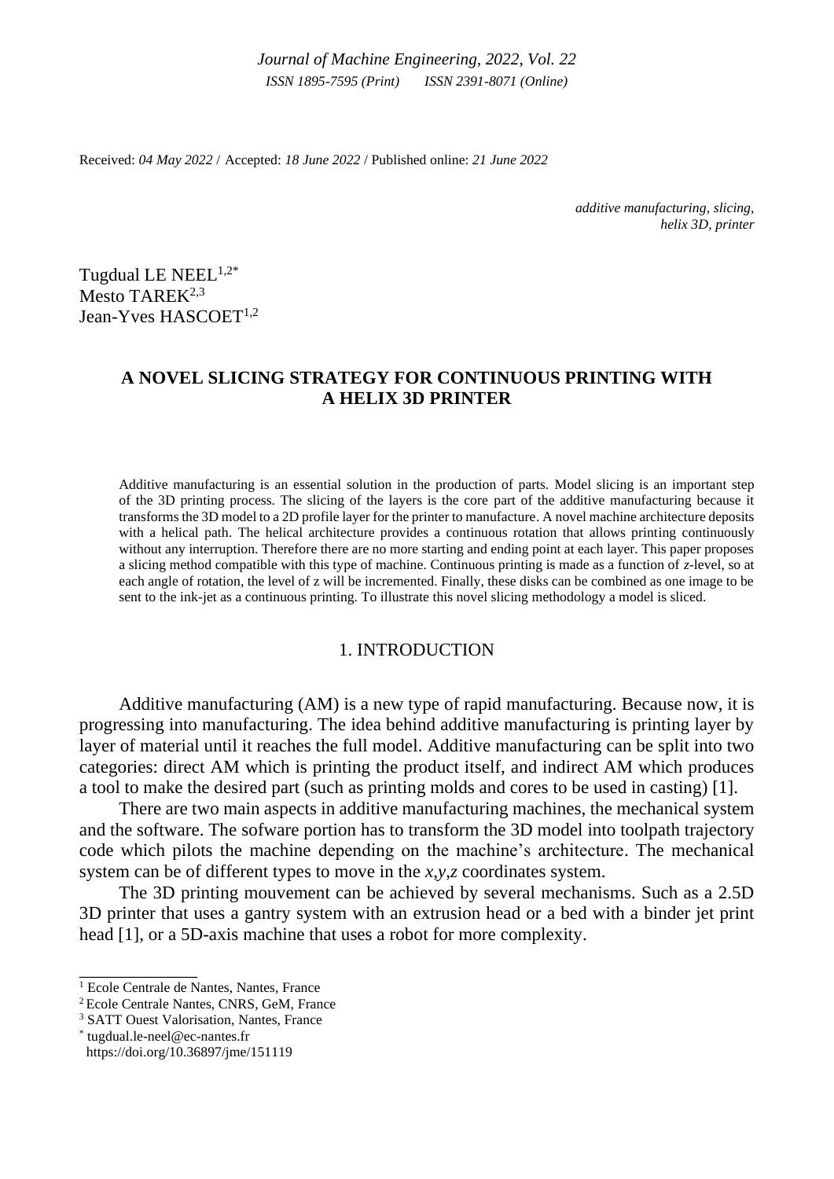Received: *04 May 2022* / Accepted: *18 June 2022* / Published online: *21 June 2022*

*additive manufacturing, slicing, helix 3D, printer*

Tugdual LE NEEL[1,2*]
Mesto TAREK[2,3]
Jean-Yves HASCOET[1,2]

# A NOVEL SLICING STRATEGY FOR CONTINUOUS PRINTING WITH A HELIX 3D PRINTER

Additive manufacturing is an essential solution in the production of parts. Model slicing is an important step of the 3D printing process. The slicing of the layers is the core part of the additive manufacturing because it transforms the 3D model to a 2D profile layer for the printer to manufacture. A novel machine architecture deposits with a helical path. The helical architecture provides a continuous rotation that allows printing continuously without any interruption. Therefore there are no more starting and ending point at each layer. This paper proposes a slicing method compatible with this type of machine. Continuous printing is made as a function of *z*-level, so at each angle of rotation, the level of z will be incremented. Finally, these disks can be combined as one image to be sent to the ink-jet as a continuous printing. To illustrate this novel slicing methodology a model is sliced.

## 1. INTRODUCTION

Additive manufacturing (AM) is a new type of rapid manufacturing. Because now, it is progressing into manufacturing. The idea behind additive manufacturing is printing layer by layer of material until it reaches the full model. Additive manufacturing can be split into two categories: direct AM which is printing the product itself, and indirect AM which produces a tool to make the desired part (such as printing molds and cores to be used in casting) [1].

There are two main aspects in additive manufacturing machines, the mechanical system and the software. The sofware portion has to transform the 3D model into toolpath trajectory code which pilots the machine depending on the machine's architecture. The mechanical system can be of different types to move in the *x*,*y*,*z* coordinates system.

The 3D printing mouvement can be achieved by several mechanisms. Such as a 2.5D 3D printer that uses a gantry system with an extrusion head or a bed with a binder jet print head [1], or a 5D-axis machine that uses a robot for more complexity.

---

[1] Ecole Centrale de Nantes, Nantes, France
[2] Ecole Centrale Nantes, CNRS, GeM, France
[3] SATT Ouest Valorisation, Nantes, France
[*] tugdual.le-neel@ec-nantes.fr
https://doi.org/10.36897/jme/151119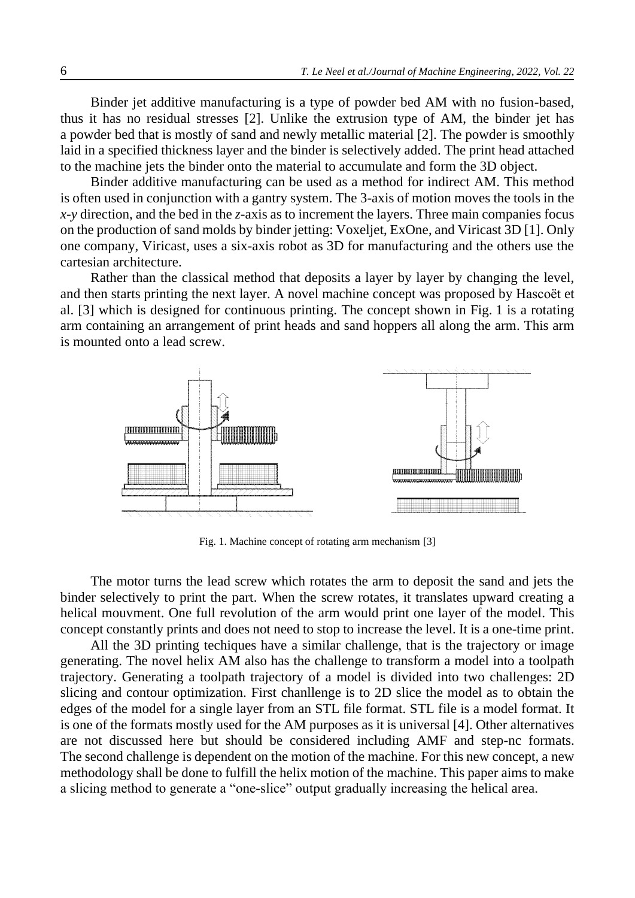Binder jet additive manufacturing is a type of powder bed AM with no fusion-based, thus it has no residual stresses [2]. Unlike the extrusion type of AM, the binder jet has a powder bed that is mostly of sand and newly metallic material [2]. The powder is smoothly laid in a specified thickness layer and the binder is selectively added. The print head attached to the machine jets the binder onto the material to accumulate and form the 3D object.

Binder additive manufacturing can be used as a method for indirect AM. This method is often used in conjunction with a gantry system. The 3-axis of motion moves the tools in the *x-y* direction, and the bed in the *z*-axis as to increment the layers. Three main companies focus on the production of sand molds by binder jetting: Voxeljet, ExOne, and Viricast 3D [1]. Only one company, Viricast, uses a six-axis robot as 3D for manufacturing and the others use the cartesian architecture.

Rather than the classical method that deposits a layer by layer by changing the level, and then starts printing the next layer. A novel machine concept was proposed by Hascoët et al. [3] which is designed for continuous printing. The concept shown in Fig. 1 is a rotating arm containing an arrangement of print heads and sand hoppers all along the arm. This arm is mounted onto a lead screw.

Fig. 1. Machine concept of rotating arm mechanism [3]

The motor turns the lead screw which rotates the arm to deposit the sand and jets the binder selectively to print the part. When the screw rotates, it translates upward creating a helical mouvment. One full revolution of the arm would print one layer of the model. This concept constantly prints and does not need to stop to increase the level. It is a one-time print.

All the 3D printing techiques have a similar challenge, that is the trajectory or image generating. The novel helix AM also has the challenge to transform a model into a toolpath trajectory. Generating a toolpath trajectory of a model is divided into two challenges: 2D slicing and contour optimization. First chanllenge is to 2D slice the model as to obtain the edges of the model for a single layer from an STL file format. STL file is a model format. It is one of the formats mostly used for the AM purposes as it is universal [4]. Other alternatives are not discussed here but should be considered including AMF and step-nc formats. The second challenge is dependent on the motion of the machine. For this new concept, a new methodology shall be done to fulfill the helix motion of the machine. This paper aims to make a slicing method to generate a "one-slice" output gradually increasing the helical area.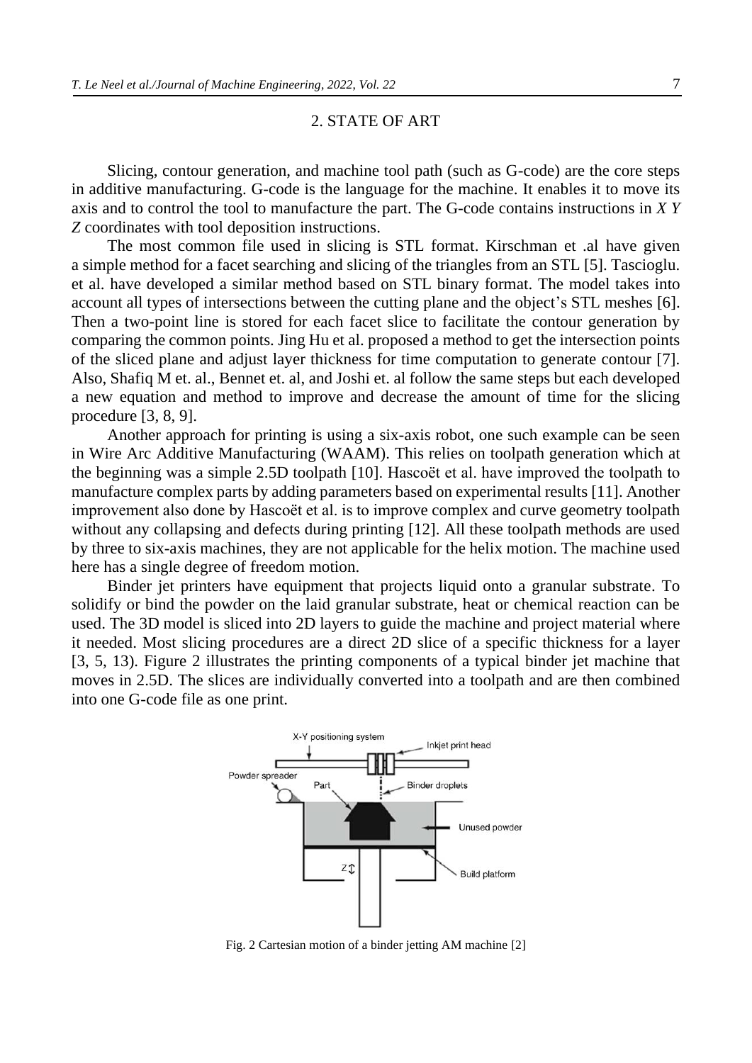## 2. STATE OF ART

Slicing, contour generation, and machine tool path (such as G-code) are the core steps in additive manufacturing. G-code is the language for the machine. It enables it to move its axis and to control the tool to manufacture the part. The G-code contains instructions in *X Y Z* coordinates with tool deposition instructions.

The most common file used in slicing is STL format. Kirschman et .al have given a simple method for a facet searching and slicing of the triangles from an STL [5]. Tascioglu. et al. have developed a similar method based on STL binary format. The model takes into account all types of intersections between the cutting plane and the object's STL meshes [6]. Then a two-point line is stored for each facet slice to facilitate the contour generation by comparing the common points. Jing Hu et al. proposed a method to get the intersection points of the sliced plane and adjust layer thickness for time computation to generate contour [7]. Also, Shafiq M et. al., Bennet et. al, and Joshi et. al follow the same steps but each developed a new equation and method to improve and decrease the amount of time for the slicing procedure [3, 8, 9].

Another approach for printing is using a six-axis robot, one such example can be seen in Wire Arc Additive Manufacturing (WAAM). This relies on toolpath generation which at the beginning was a simple 2.5D toolpath [10]. Hascoët et al. have improved the toolpath to manufacture complex parts by adding parameters based on experimental results [11]. Another improvement also done by Hascoët et al. is to improve complex and curve geometry toolpath without any collapsing and defects during printing [12]. All these toolpath methods are used by three to six-axis machines, they are not applicable for the helix motion. The machine used here has a single degree of freedom motion.

Binder jet printers have equipment that projects liquid onto a granular substrate. To solidify or bind the powder on the laid granular substrate, heat or chemical reaction can be used. The 3D model is sliced into 2D layers to guide the machine and project material where it needed. Most slicing procedures are a direct 2D slice of a specific thickness for a layer [3, 5, 13). Figure 2 illustrates the printing components of a typical binder jet machine that moves in 2.5D. The slices are individually converted into a toolpath and are then combined into one G-code file as one print.

Fig. 2 Cartesian motion of a binder jetting AM machine [2]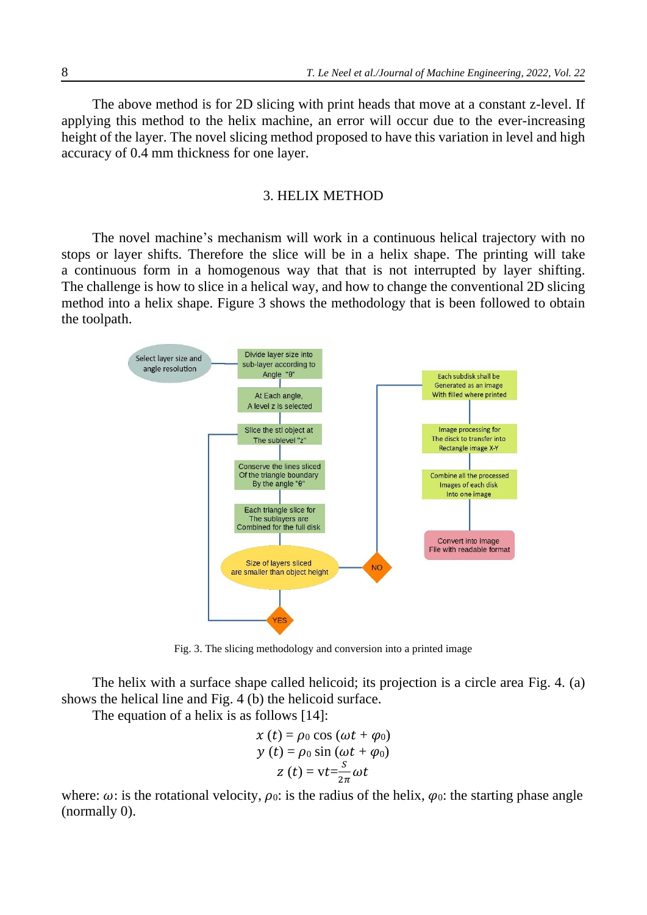The above method is for 2D slicing with print heads that move at a constant z-level. If applying this method to the helix machine, an error will occur due to the ever-increasing height of the layer. The novel slicing method proposed to have this variation in level and high accuracy of 0.4 mm thickness for one layer.

## 3. HELIX METHOD

The novel machine's mechanism will work in a continuous helical trajectory with no stops or layer shifts. Therefore the slice will be in a helix shape. The printing will take a continuous form in a homogenous way that that is not interrupted by layer shifting. The challenge is how to slice in a helical way, and how to change the conventional 2D slicing method into a helix shape. Figure 3 shows the methodology that is been followed to obtain the toolpath.

Fig. 3. The slicing methodology and conversion into a printed image

The helix with a surface shape called helicoid; its projection is a circle area Fig. 4. (a) shows the helical line and Fig. 4 (b) the helicoid surface.

The equation of a helix is as follows [14]:

$$x(t) = \rho_0 \cos(\omega t + \varphi_0)$$
$$y(t) = \rho_0 \sin(\omega t + \varphi_0)$$
$$z(t) = \text{v}t = \frac{S}{2\pi}\omega t$$

where: $\omega$: is the rotational velocity, $\rho_0$: is the radius of the helix, $\varphi_0$: the starting phase angle (normally 0).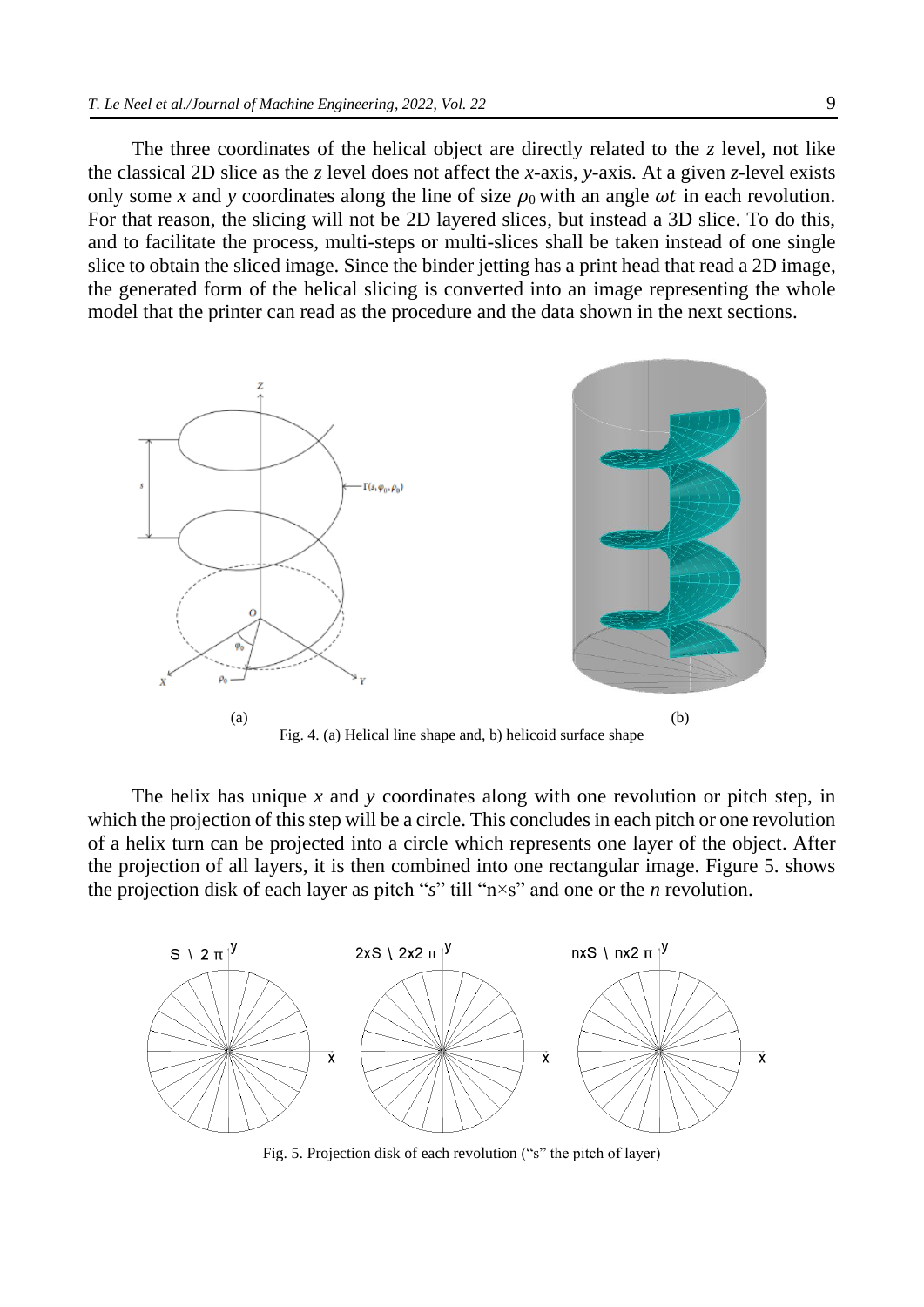The three coordinates of the helical object are directly related to the *z* level, not like the classical 2D slice as the *z* level does not affect the *x*-axis, *y*-axis. At a given *z*-level exists only some *x* and *y* coordinates along the line of size $\rho_0$ with an angle $\omega t$ in each revolution. For that reason, the slicing will not be 2D layered slices, but instead a 3D slice. To do this, and to facilitate the process, multi-steps or multi-slices shall be taken instead of one single slice to obtain the sliced image. Since the binder jetting has a print head that read a 2D image, the generated form of the helical slicing is converted into an image representing the whole model that the printer can read as the procedure and the data shown in the next sections.

Fig. 4. (a) Helical line shape and, b) helicoid surface shape

The helix has unique *x* and *y* coordinates along with one revolution or pitch step, in which the projection of this step will be a circle. This concludes in each pitch or one revolution of a helix turn can be projected into a circle which represents one layer of the object. After the projection of all layers, it is then combined into one rectangular image. Figure 5. shows the projection disk of each layer as pitch "*s*" till "n×s" and one or the *n* revolution.

Fig. 5. Projection disk of each revolution ("s" the pitch of layer)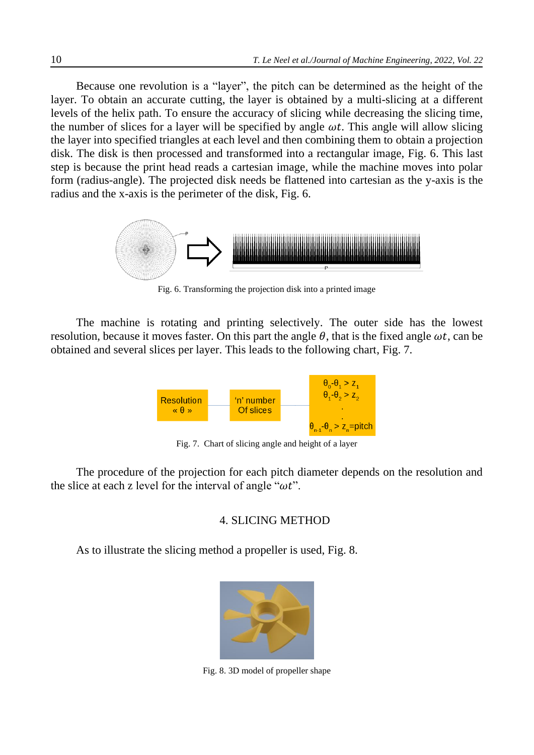Because one revolution is a "layer", the pitch can be determined as the height of the layer. To obtain an accurate cutting, the layer is obtained by a multi-slicing at a different levels of the helix path. To ensure the accuracy of slicing while decreasing the slicing time, the number of slices for a layer will be specified by angle $\omega t$. This angle will allow slicing the layer into specified triangles at each level and then combining them to obtain a projection disk. The disk is then processed and transformed into a rectangular image, Fig. 6. This last step is because the print head reads a cartesian image, while the machine moves into polar form (radius-angle). The projected disk needs be flattened into cartesian as the y-axis is the radius and the x-axis is the perimeter of the disk, Fig. 6.

Fig. 6. Transforming the projection disk into a printed image

The machine is rotating and printing selectively. The outer side has the lowest resolution, because it moves faster. On this part the angle $\theta$, that is the fixed angle $\omega t$, can be obtained and several slices per layer. This leads to the following chart, Fig. 7.

Resolution « θ » — 'n' number Of slices — $\theta_0$-$\theta_1$ > $z_1$, $\theta_1$-$\theta_2$ > $z_2$, ..., $\theta_{n-1}$-$\theta_n$ > $z_n$=pitch

Fig. 7. Chart of slicing angle and height of a layer

The procedure of the projection for each pitch diameter depends on the resolution and the slice at each z level for the interval of angle "$\omega t$".

## 4. SLICING METHOD

As to illustrate the slicing method a propeller is used, Fig. 8.

Fig. 8. 3D model of propeller shape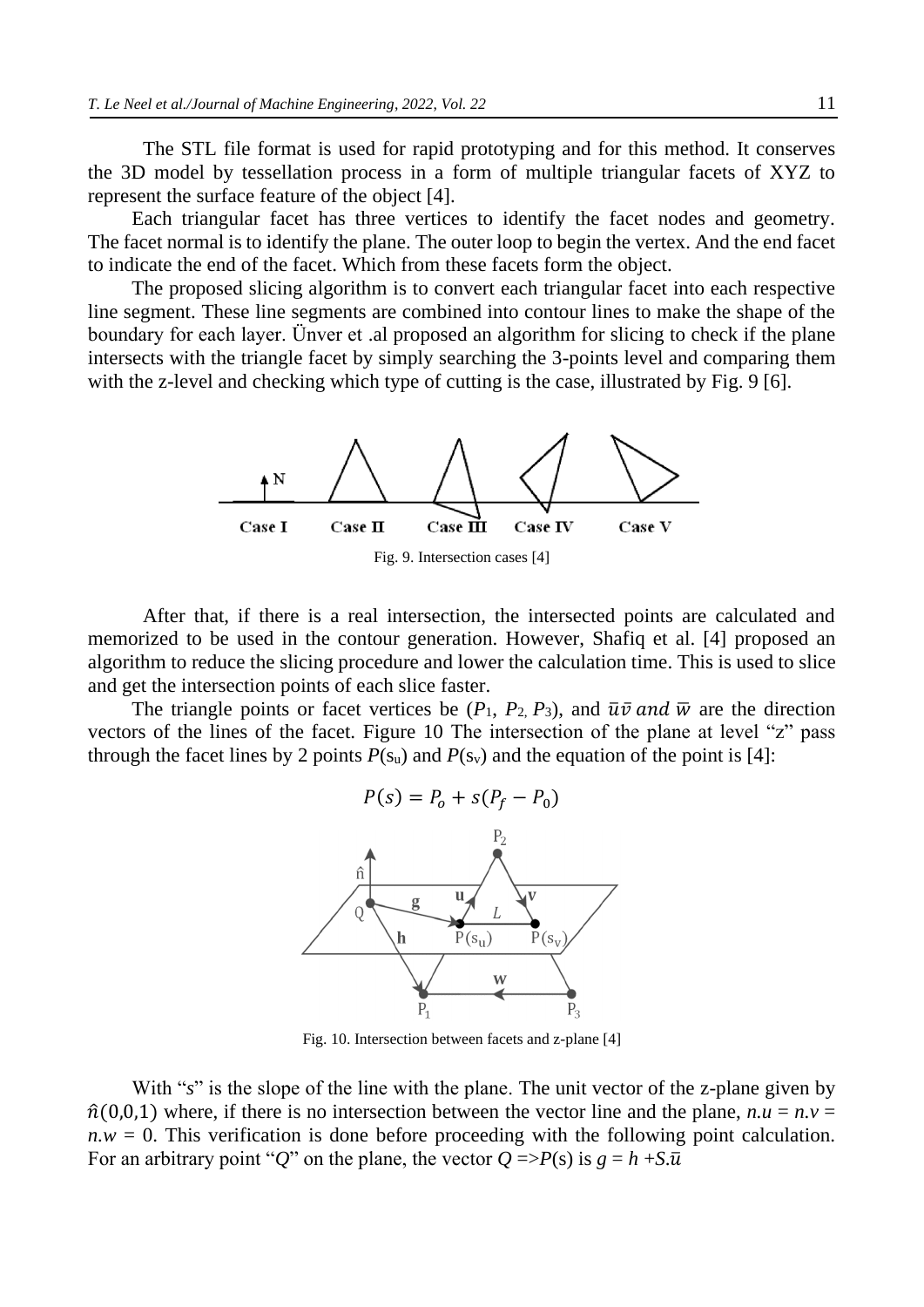The STL file format is used for rapid prototyping and for this method. It conserves the 3D model by tessellation process in a form of multiple triangular facets of XYZ to represent the surface feature of the object [4].

Each triangular facet has three vertices to identify the facet nodes and geometry. The facet normal is to identify the plane. The outer loop to begin the vertex. And the end facet to indicate the end of the facet. Which from these facets form the object.

The proposed slicing algorithm is to convert each triangular facet into each respective line segment. These line segments are combined into contour lines to make the shape of the boundary for each layer. Ünver et .al proposed an algorithm for slicing to check if the plane intersects with the triangle facet by simply searching the 3-points level and comparing them with the z-level and checking which type of cutting is the case, illustrated by Fig. 9 [6].

Fig. 9. Intersection cases [4]

After that, if there is a real intersection, the intersected points are calculated and memorized to be used in the contour generation. However, Shafiq et al. [4] proposed an algorithm to reduce the slicing procedure and lower the calculation time. This is used to slice and get the intersection points of each slice faster.

The triangle points or facet vertices be ($P_1$, $P_2$, $P_3$), and $\bar{u}\bar{v}$ *and* $\bar{w}$ are the direction vectors of the lines of the facet. Figure 10 The intersection of the plane at level "z" pass through the facet lines by 2 points $P(s_u)$ and $P(s_v)$ and the equation of the point is [4]:

$$P(s) = P_o + s(P_f - P_0)$$

Fig. 10. Intersection between facets and z-plane [4]

With "$s$" is the slope of the line with the plane. The unit vector of the z-plane given by $\hat{n}(0,0,1)$ where, if there is no intersection between the vector line and the plane, $n.u = n.v = n.w = 0$. This verification is done before proceeding with the following point calculation. For an arbitrary point "$Q$" on the plane, the vector $Q \Rightarrow P(s)$ is $g = h + S.\bar{u}$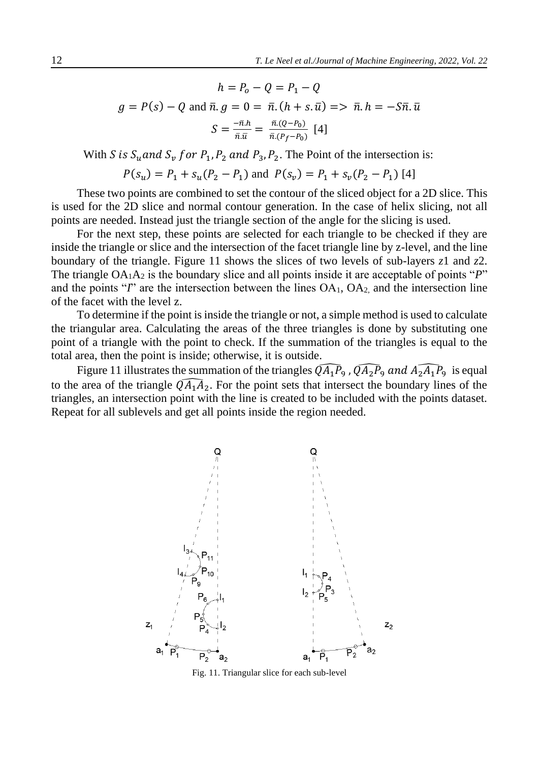$$h = P_o - Q = P_1 - Q$$

$$g = P(s) - Q \text{ and } \bar{n}.g = 0 = \bar{n}.(h + s.\bar{u}) => \bar{n}.h = -S\bar{n}.\bar{u}$$

$$S = \frac{-\bar{n}.h}{\bar{n}.\bar{u}} = \frac{\bar{n}.(Q - P_0)}{\bar{n}.(P_f - P_0)} \text{ [4]}$$

With $S$ *is* $S_u$ *and* $S_v$ *for* $P_1, P_2$ *and* $P_3, P_2$. The Point of the intersection is:

$$P(s_u) = P_1 + s_u(P_2 - P_1) \text{ and } P(s_v) = P_1 + s_v(P_2 - P_1) \text{ [4]}$$

These two points are combined to set the contour of the sliced object for a 2D slice. This is used for the 2D slice and normal contour generation. In the case of helix slicing, not all points are needed. Instead just the triangle section of the angle for the slicing is used.

For the next step, these points are selected for each triangle to be checked if they are inside the triangle or slice and the intersection of the facet triangle line by z-level, and the line boundary of the triangle. Figure 11 shows the slices of two levels of sub-layers $z1$ and $z2$. The triangle $OA_1A_2$ is the boundary slice and all points inside it are acceptable of points "$P$" and the points "$I$" are the intersection between the lines $OA_1$, $OA_2$, and the intersection line of the facet with the level z.

To determine if the point is inside the triangle or not, a simple method is used to calculate the triangular area. Calculating the areas of the three triangles is done by substituting one point of a triangle with the point to check. If the summation of the triangles is equal to the total area, then the point is inside; otherwise, it is outside.

Figure 11 illustrates the summation of the triangles $\widehat{QA_1P_9}$ , $\widehat{QA_2P_9}$ *and* $\widehat{A_2A_1P_9}$ is equal to the area of the triangle $\widehat{QA_1A_2}$. For the point sets that intersect the boundary lines of the triangles, an intersection point with the line is created to be included with the points dataset. Repeat for all sublevels and get all points inside the region needed.

Fig. 11. Triangular slice for each sub-level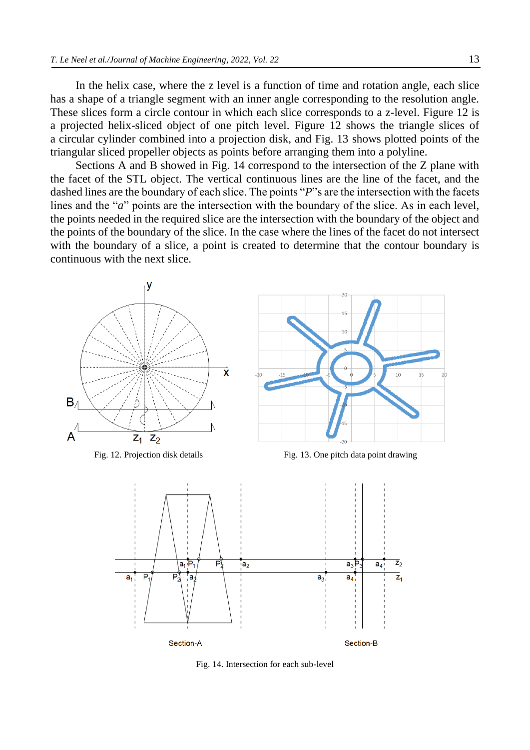In the helix case, where the z level is a function of time and rotation angle, each slice has a shape of a triangle segment with an inner angle corresponding to the resolution angle. These slices form a circle contour in which each slice corresponds to a z-level. Figure 12 is a projected helix-sliced object of one pitch level. Figure 12 shows the triangle slices of a circular cylinder combined into a projection disk, and Fig. 13 shows plotted points of the triangular sliced propeller objects as points before arranging them into a polyline.

Sections A and B showed in Fig. 14 correspond to the intersection of the Z plane with the facet of the STL object. The vertical continuous lines are the line of the facet, and the dashed lines are the boundary of each slice. The points "*P*"s are the intersection with the facets lines and the "*a*" points are the intersection with the boundary of the slice. As in each level, the points needed in the required slice are the intersection with the boundary of the object and the points of the boundary of the slice. In the case where the lines of the facet do not intersect with the boundary of a slice, a point is created to determine that the contour boundary is continuous with the next slice.

Fig. 12. Projection disk details

Fig. 13. One pitch data point drawing

Fig. 14. Intersection for each sub-level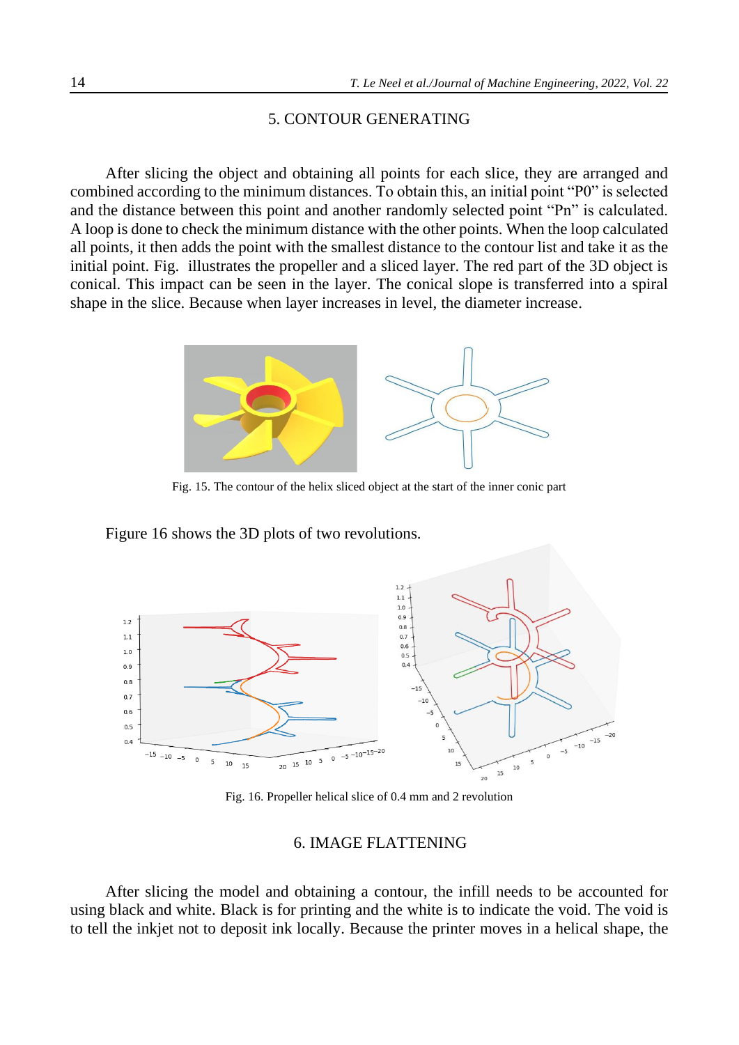## 5. CONTOUR GENERATING

After slicing the object and obtaining all points for each slice, they are arranged and combined according to the minimum distances. To obtain this, an initial point "P0" is selected and the distance between this point and another randomly selected point "Pn" is calculated. A loop is done to check the minimum distance with the other points. When the loop calculated all points, it then adds the point with the smallest distance to the contour list and take it as the initial point. Fig. illustrates the propeller and a sliced layer. The red part of the 3D object is conical. This impact can be seen in the layer. The conical slope is transferred into a spiral shape in the slice. Because when layer increases in level, the diameter increase.

Fig. 15. The contour of the helix sliced object at the start of the inner conic part

Figure 16 shows the 3D plots of two revolutions.

Fig. 16. Propeller helical slice of 0.4 mm and 2 revolution

## 6. IMAGE FLATTENING

After slicing the model and obtaining a contour, the infill needs to be accounted for using black and white. Black is for printing and the white is to indicate the void. The void is to tell the inkjet not to deposit ink locally. Because the printer moves in a helical shape, the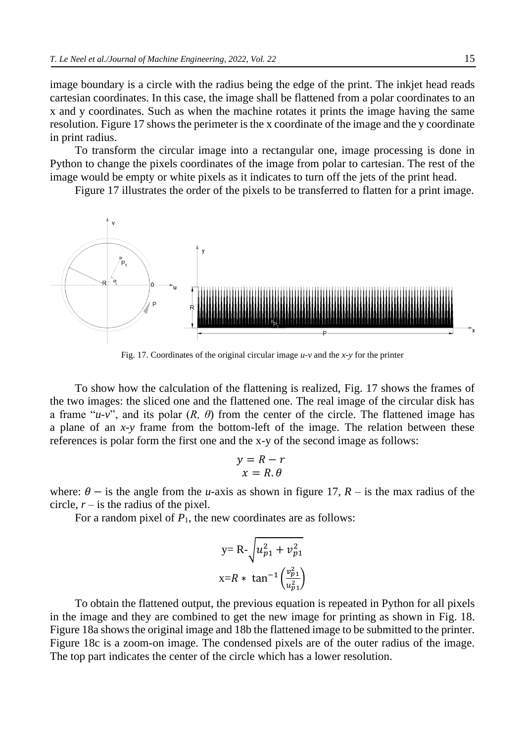image boundary is a circle with the radius being the edge of the print. The inkjet head reads cartesian coordinates. In this case, the image shall be flattened from a polar coordinates to an x and y coordinates. Such as when the machine rotates it prints the image having the same resolution. Figure 17 shows the perimeter is the x coordinate of the image and the y coordinate in print radius.

To transform the circular image into a rectangular one, image processing is done in Python to change the pixels coordinates of the image from polar to cartesian. The rest of the image would be empty or white pixels as it indicates to turn off the jets of the print head.

Figure 17 illustrates the order of the pixels to be transferred to flatten for a print image.

Fig. 17. Coordinates of the original circular image *u-v* and the *x-y* for the printer

To show how the calculation of the flattening is realized, Fig. 17 shows the frames of the two images: the sliced one and the flattened one. The real image of the circular disk has a frame "*u-v*", and its polar ($R$, $\theta$) from the center of the circle. The flattened image has a plane of an *x-y* frame from the bottom-left of the image. The relation between these references is polar form the first one and the x-y of the second image as follows:

$$y = R - r$$
$$x = R.\theta$$

where: $\theta$ – is the angle from the *u*-axis as shown in figure 17, $R$ – is the max radius of the circle, $r$ – is the radius of the pixel.

For a random pixel of $P_1$, the new coordinates are as follows:

$$\text{y= R-}\sqrt{u_{p1}^2 + v_{p1}^2}$$
$$\text{x=}R * \tan^{-1}\left(\frac{v_{p1}^2}{u_{p1}^2}\right)$$

To obtain the flattened output, the previous equation is repeated in Python for all pixels in the image and they are combined to get the new image for printing as shown in Fig. 18. Figure 18a shows the original image and 18b the flattened image to be submitted to the printer. Figure 18c is a zoom-on image. The condensed pixels are of the outer radius of the image. The top part indicates the center of the circle which has a lower resolution.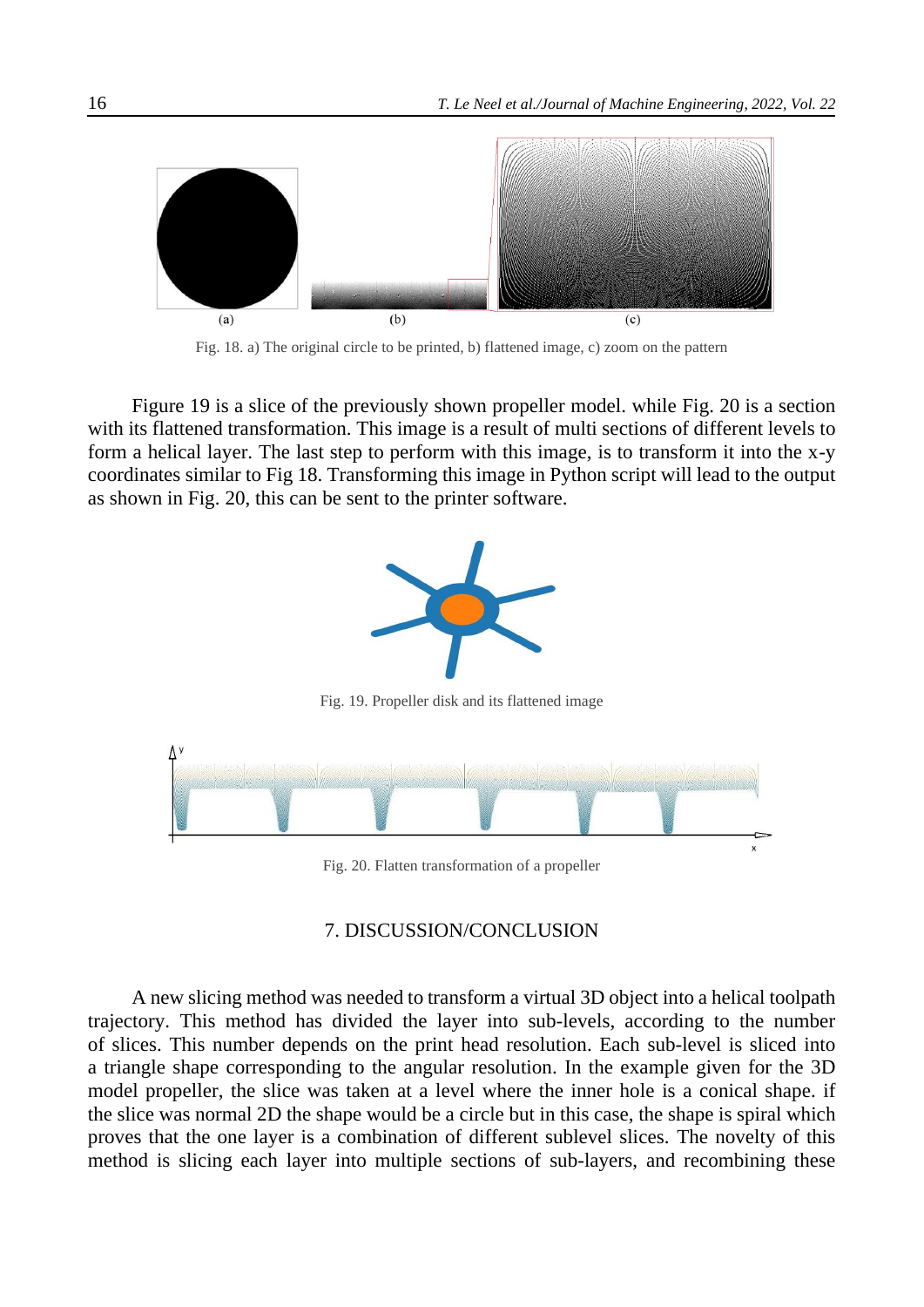Fig. 18. a) The original circle to be printed, b) flattened image, c) zoom on the pattern

Figure 19 is a slice of the previously shown propeller model. while Fig. 20 is a section with its flattened transformation. This image is a result of multi sections of different levels to form a helical layer. The last step to perform with this image, is to transform it into the x-y coordinates similar to Fig 18. Transforming this image in Python script will lead to the output as shown in Fig. 20, this can be sent to the printer software.

Fig. 19. Propeller disk and its flattened image

Fig. 20. Flatten transformation of a propeller

## 7. DISCUSSION/CONCLUSION

A new slicing method was needed to transform a virtual 3D object into a helical toolpath trajectory. This method has divided the layer into sub-levels, according to the number of slices. This number depends on the print head resolution. Each sub-level is sliced into a triangle shape corresponding to the angular resolution. In the example given for the 3D model propeller, the slice was taken at a level where the inner hole is a conical shape. if the slice was normal 2D the shape would be a circle but in this case, the shape is spiral which proves that the one layer is a combination of different sublevel slices. The novelty of this method is slicing each layer into multiple sections of sub-layers, and recombining these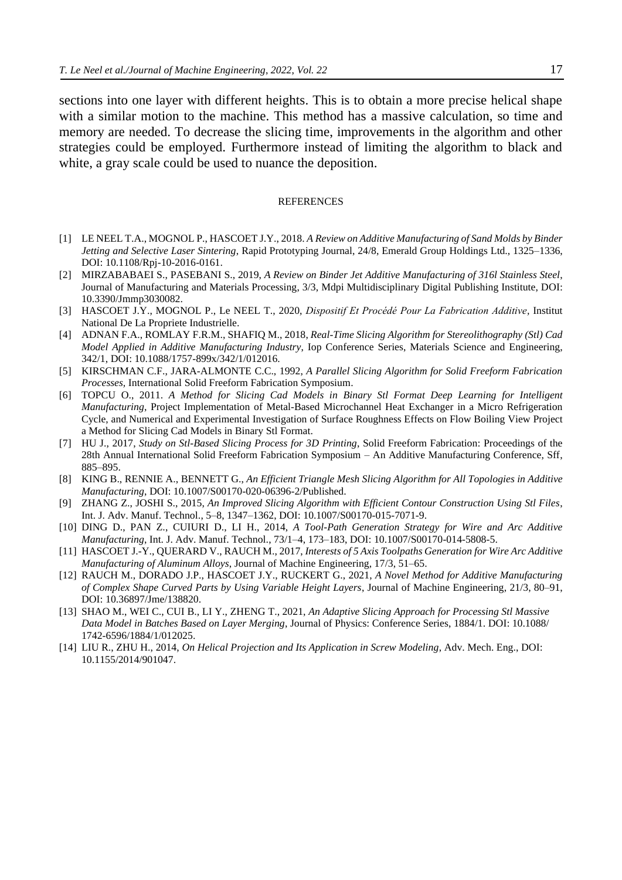sections into one layer with different heights. This is to obtain a more precise helical shape with a similar motion to the machine. This method has a massive calculation, so time and memory are needed. To decrease the slicing time, improvements in the algorithm and other strategies could be employed. Furthermore instead of limiting the algorithm to black and white, a gray scale could be used to nuance the deposition.

## REFERENCES

[1] LE NEEL T.A., MOGNOL P., HASCOET J.Y., 2018. *A Review on Additive Manufacturing of Sand Molds by Binder Jetting and Selective Laser Sintering*, Rapid Prototyping Journal, 24/8, Emerald Group Holdings Ltd., 1325–1336, DOI: 10.1108/Rpj-10-2016-0161.

[2] MIRZABABAEI S., PASEBANI S., 2019, *A Review on Binder Jet Additive Manufacturing of 316l Stainless Steel*, Journal of Manufacturing and Materials Processing, 3/3, Mdpi Multidisciplinary Digital Publishing Institute, DOI: 10.3390/Jmmp3030082.

[3] HASCOET J.Y., MOGNOL P., Le NEEL T., 2020, *Dispositif Et Procédé Pour La Fabrication Additive*, Institut National De La Propriete Industrielle.

[4] ADNAN F.A., ROMLAY F.R.M., SHAFIQ M., 2018, *Real-Time Slicing Algorithm for Stereolithography (Stl) Cad Model Applied in Additive Manufacturing Industry*, Iop Conference Series, Materials Science and Engineering, 342/1, DOI: 10.1088/1757-899x/342/1/012016.

[5] KIRSCHMAN C.F., JARA-ALMONTE C.C., 1992, *A Parallel Slicing Algorithm for Solid Freeform Fabrication Processes*, International Solid Freeform Fabrication Symposium.

[6] TOPCU O., 2011. *A Method for Slicing Cad Models in Binary Stl Format Deep Learning for Intelligent Manufacturing*, Project Implementation of Metal-Based Microchannel Heat Exchanger in a Micro Refrigeration Cycle, and Numerical and Experimental Investigation of Surface Roughness Effects on Flow Boiling View Project a Method for Slicing Cad Models in Binary Stl Format.

[7] HU J., 2017, *Study on Stl-Based Slicing Process for 3D Printing*, Solid Freeform Fabrication: Proceedings of the 28th Annual International Solid Freeform Fabrication Symposium – An Additive Manufacturing Conference, Sff, 885–895.

[8] KING B., RENNIE A., BENNETT G., *An Efficient Triangle Mesh Slicing Algorithm for All Topologies in Additive Manufacturing*, DOI: 10.1007/S00170-020-06396-2/Published.

[9] ZHANG Z., JOSHI S., 2015, *An Improved Slicing Algorithm with Efficient Contour Construction Using Stl Files*, Int. J. Adv. Manuf. Technol., 5–8, 1347–1362, DOI: 10.1007/S00170-015-7071-9.

[10] DING D., PAN Z., CUIURI D., LI H., 2014, *A Tool-Path Generation Strategy for Wire and Arc Additive Manufacturing*, Int. J. Adv. Manuf. Technol., 73/1–4, 173–183, DOI: 10.1007/S00170-014-5808-5.

[11] HASCOET J.-Y., QUERARD V., RAUCH M., 2017, *Interests of 5 Axis Toolpaths Generation for Wire Arc Additive Manufacturing of Aluminum Alloys*, Journal of Machine Engineering, 17/3, 51–65.

[12] RAUCH M., DORADO J.P., HASCOET J.Y., RUCKERT G., 2021, *A Novel Method for Additive Manufacturing of Complex Shape Curved Parts by Using Variable Height Layers*, Journal of Machine Engineering, 21/3, 80–91, DOI: 10.36897/Jme/138820.

[13] SHAO M., WEI C., CUI B., LI Y., ZHENG T., 2021, *An Adaptive Slicing Approach for Processing Stl Massive Data Model in Batches Based on Layer Merging*, Journal of Physics: Conference Series, 1884/1. DOI: 10.1088/1742-6596/1884/1/012025.

[14] LIU R., ZHU H., 2014, *On Helical Projection and Its Application in Screw Modeling*, Adv. Mech. Eng., DOI: 10.1155/2014/901047.